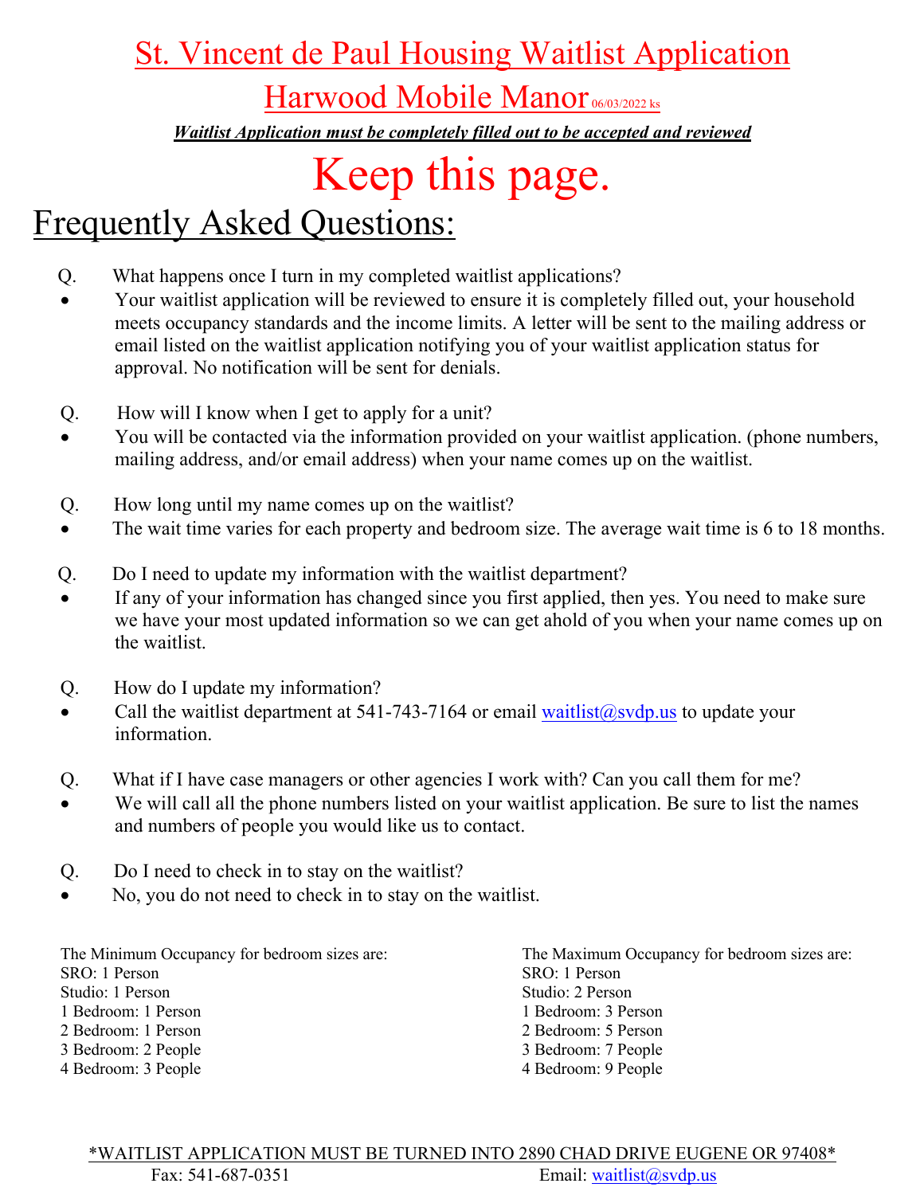# St. Vincent de Paul Housing Waitlist Application

## Harwood Mobile Manor 06/03/2022 ks

***Waitlist Application must be completely filled out to be accepted and reviewed***

# Keep this page.

## Frequently Asked Questions:

Q. What happens once I turn in my completed waitlist applications?

- Your waitlist application will be reviewed to ensure it is completely filled out, your household meets occupancy standards and the income limits. A letter will be sent to the mailing address or email listed on the waitlist application notifying you of your waitlist application status for approval. No notification will be sent for denials.

Q. How will I know when I get to apply for a unit?

- You will be contacted via the information provided on your waitlist application. (phone numbers, mailing address, and/or email address) when your name comes up on the waitlist.

Q. How long until my name comes up on the waitlist?

- The wait time varies for each property and bedroom size. The average wait time is 6 to 18 months.

Q. Do I need to update my information with the waitlist department?

- If any of your information has changed since you first applied, then yes. You need to make sure we have your most updated information so we can get ahold of you when your name comes up on the waitlist.

Q. How do I update my information?

- Call the waitlist department at 541-743-7164 or email waitlist@svdp.us to update your information.

Q. What if I have case managers or other agencies I work with? Can you call them for me?

- We will call all the phone numbers listed on your waitlist application. Be sure to list the names and numbers of people you would like us to contact.

Q. Do I need to check in to stay on the waitlist?

- No, you do not need to check in to stay on the waitlist.

The Minimum Occupancy for bedroom sizes are:
SRO: 1 Person
Studio: 1 Person
1 Bedroom: 1 Person
2 Bedroom: 1 Person
3 Bedroom: 2 People
4 Bedroom: 3 People

The Maximum Occupancy for bedroom sizes are:
SRO: 1 Person
Studio: 2 Person
1 Bedroom: 3 Person
2 Bedroom: 5 Person
3 Bedroom: 7 People
4 Bedroom: 9 People

*WAITLIST APPLICATION MUST BE TURNED INTO 2890 CHAD DRIVE EUGENE OR 97408*

Fax: 541-687-0351 Email: waitlist@svdp.us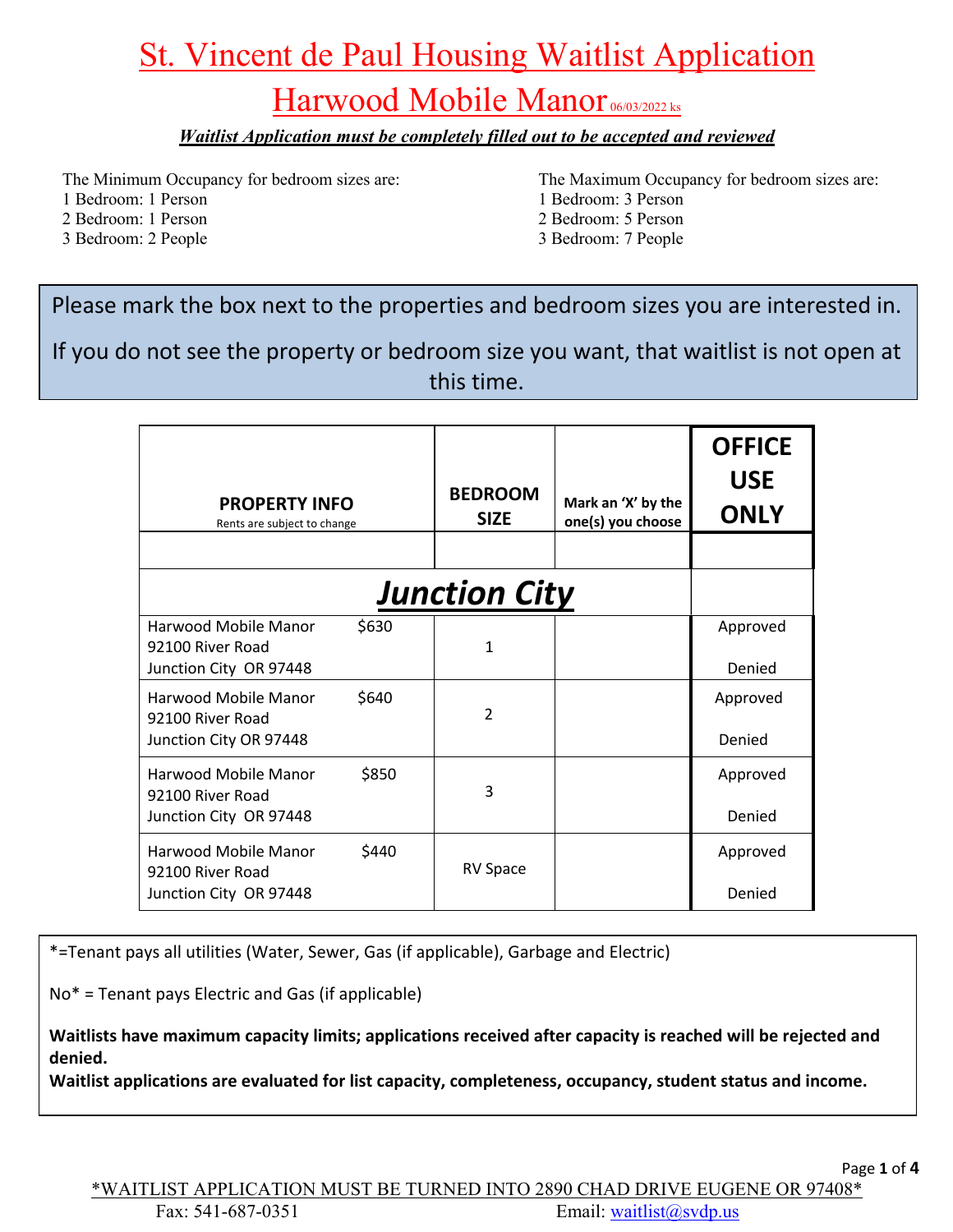# St. Vincent de Paul Housing Waitlist Application

## Harwood Mobile Manor 06/03/2022 ks

***Waitlist Application must be completely filled out to be accepted and reviewed***

The Minimum Occupancy for bedroom sizes are:
1 Bedroom: 1 Person
2 Bedroom: 1 Person
3 Bedroom: 2 People

The Maximum Occupancy for bedroom sizes are:
1 Bedroom: 3 Person
2 Bedroom: 5 Person
3 Bedroom: 7 People

Please mark the box next to the properties and bedroom sizes you are interested in.

If you do not see the property or bedroom size you want, that waitlist is not open at this time.

| **PROPERTY INFO** Rents are subject to change | **BEDROOM SIZE** | **Mark an 'X' by the one(s) you choose** | **OFFICE USE ONLY** |
|---|---|---|---|
| | | | |
| ***Junction City*** | | | |
| Harwood Mobile Manor $630<br>92100 River Road<br>Junction City OR 97448 | 1 | | Approved<br>Denied |
| Harwood Mobile Manor $640<br>92100 River Road<br>Junction City OR 97448 | 2 | | Approved<br>Denied |
| Harwood Mobile Manor $850<br>92100 River Road<br>Junction City OR 97448 | 3 | | Approved<br>Denied |
| Harwood Mobile Manor $440<br>92100 River Road<br>Junction City OR 97448 | RV Space | | Approved<br>Denied |

*=Tenant pays all utilities (Water, Sewer, Gas (if applicable), Garbage and Electric)

No* = Tenant pays Electric and Gas (if applicable)

**Waitlists have maximum capacity limits; applications received after capacity is reached will be rejected and denied.**
**Waitlist applications are evaluated for list capacity, completeness, occupancy, student status and income.**

*WAITLIST APPLICATION MUST BE TURNED INTO 2890 CHAD DRIVE EUGENE OR 97408*

Fax: 541-687-0351 Email: waitlist@svdp.us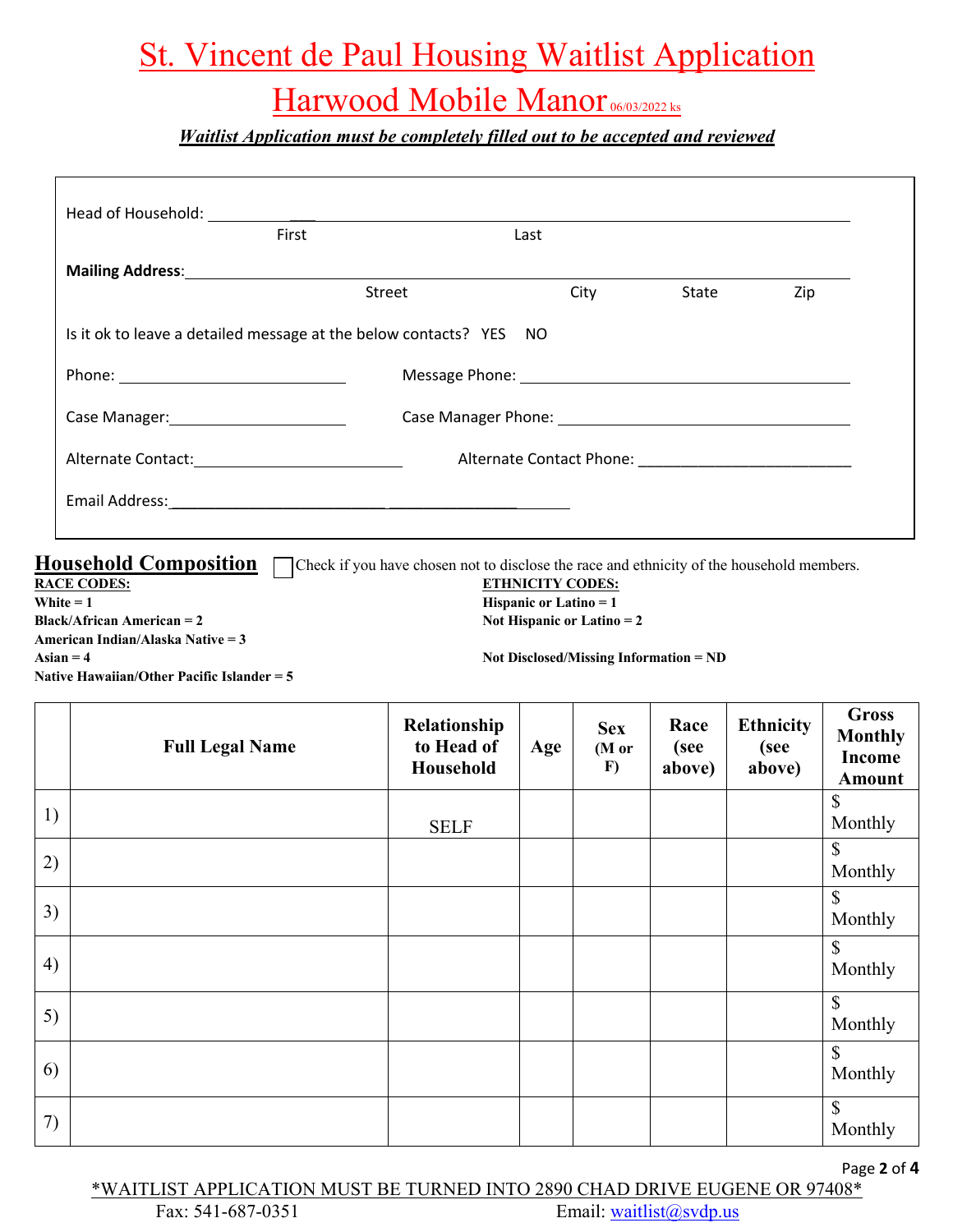# St. Vincent de Paul Housing Waitlist Application

## Harwood Mobile Manor 06/03/2022 ks

***Waitlist Application must be completely filled out to be accepted and reviewed***

Head of Household: ___________________________________________
First Last

**Mailing Address**:___________________________________________
Street City State Zip

Is it ok to leave a detailed message at the below contacts? YES NO

Phone: ______________________ Message Phone: ______________________

Case Manager:______________________ Case Manager Phone: ______________________

Alternate Contact:______________________ Alternate Contact Phone: ______________________

Email Address:______________________________________

## Household Composition

☐ Check if you have chosen not to disclose the race and ethnicity of the household members.

**RACE CODES:**
**White = 1**
**Black/African American = 2**
**American Indian/Alaska Native = 3**
**Asian = 4**
**Native Hawaiian/Other Pacific Islander = 5**

**ETHNICITY CODES:**
**Hispanic or Latino = 1**
**Not Hispanic or Latino = 2**

**Not Disclosed/Missing Information = ND**

| | Full Legal Name | Relationship to Head of Household | Age | Sex (M or F) | Race (see above) | Ethnicity (see above) | Gross Monthly Income Amount |
|---|---|---|---|---|---|---|---|
| 1) | | SELF | | | | | $ Monthly |
| 2) | | | | | | | $ Monthly |
| 3) | | | | | | | $ Monthly |
| 4) | | | | | | | $ Monthly |
| 5) | | | | | | | $ Monthly |
| 6) | | | | | | | $ Monthly |
| 7) | | | | | | | $ Monthly |

*WAITLIST APPLICATION MUST BE TURNED INTO 2890 CHAD DRIVE EUGENE OR 97408*

Fax: 541-687-0351 Email: waitlist@svdp.us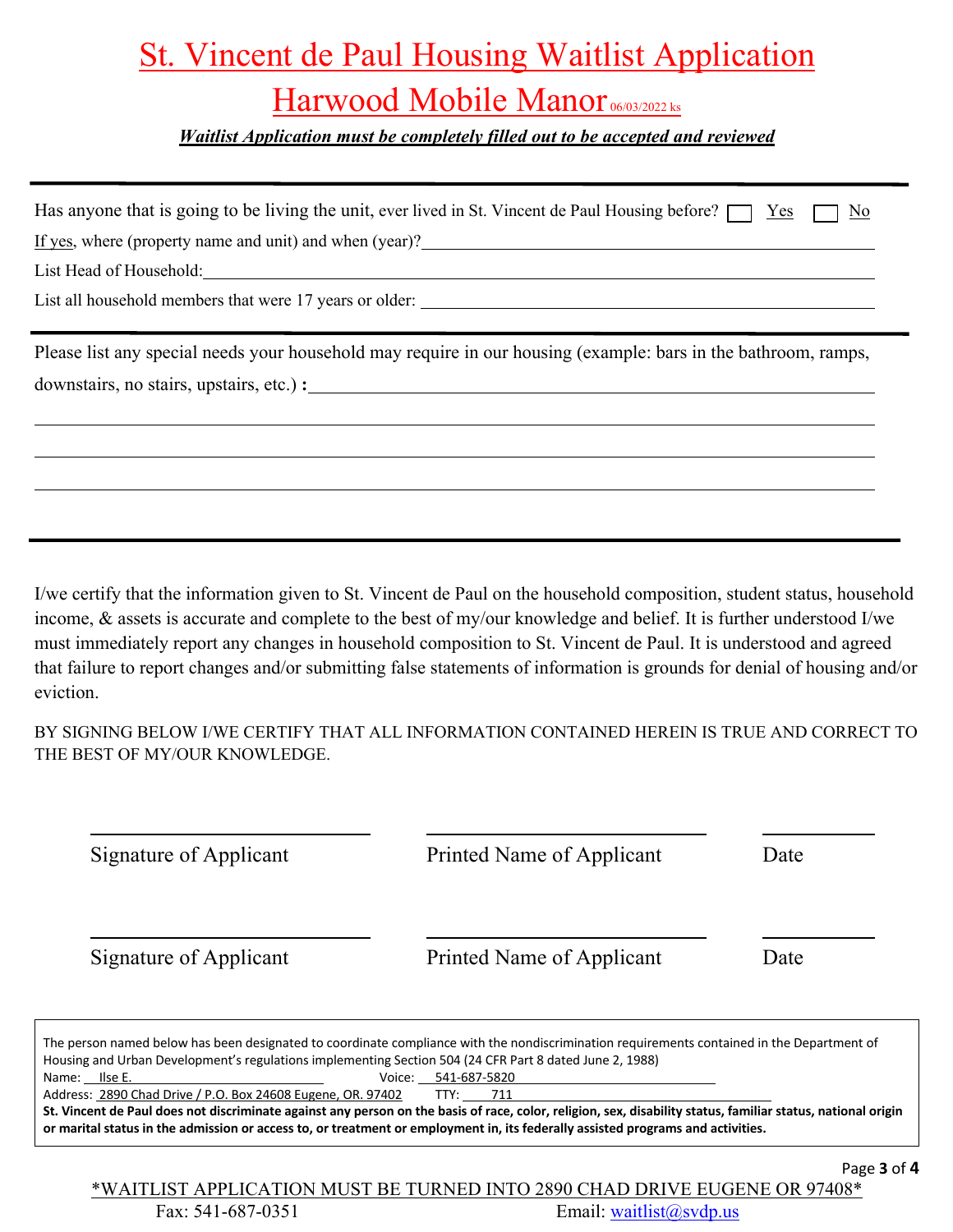# St. Vincent de Paul Housing Waitlist Application

## Harwood Mobile Manor 06/03/2022 ks

***Waitlist Application must be completely filled out to be accepted and reviewed***

---

Has anyone that is going to be living the unit, ever lived in St. Vincent de Paul Housing before? ☐ Yes ☐ No

If yes, where (property name and unit) and when (year)?\_\_\_\_\_\_\_\_\_\_\_\_\_\_\_\_\_\_\_\_\_\_\_\_\_\_\_\_\_\_\_\_

List Head of Household:\_\_\_\_\_\_\_\_\_\_\_\_\_\_\_\_\_\_\_\_\_\_\_\_\_\_\_\_\_\_\_\_\_\_\_\_\_\_\_\_

List all household members that were 17 years or older: \_\_\_\_\_\_\_\_\_\_\_\_\_\_\_\_\_\_\_\_\_\_\_\_\_\_\_\_\_\_

---

Please list any special needs your household may require in our housing (example: bars in the bathroom, ramps, downstairs, no stairs, upstairs, etc.) **:** \_\_\_\_\_\_\_\_\_\_\_\_\_\_\_\_\_\_\_\_\_\_\_\_\_\_\_\_\_\_\_\_\_\_\_\_\_\_

\_\_\_\_\_\_\_\_\_\_\_\_\_\_\_\_\_\_\_\_\_\_\_\_\_\_\_\_\_\_\_\_\_\_\_\_\_\_\_\_\_\_\_\_\_\_\_\_\_\_\_\_\_\_\_\_\_\_\_\_\_\_\_\_\_\_

\_\_\_\_\_\_\_\_\_\_\_\_\_\_\_\_\_\_\_\_\_\_\_\_\_\_\_\_\_\_\_\_\_\_\_\_\_\_\_\_\_\_\_\_\_\_\_\_\_\_\_\_\_\_\_\_\_\_\_\_\_\_\_\_\_\_

\_\_\_\_\_\_\_\_\_\_\_\_\_\_\_\_\_\_\_\_\_\_\_\_\_\_\_\_\_\_\_\_\_\_\_\_\_\_\_\_\_\_\_\_\_\_\_\_\_\_\_\_\_\_\_\_\_\_\_\_\_\_\_\_\_\_

---

I/we certify that the information given to St. Vincent de Paul on the household composition, student status, household income, & assets is accurate and complete to the best of my/our knowledge and belief. It is further understood I/we must immediately report any changes in household composition to St. Vincent de Paul. It is understood and agreed that failure to report changes and/or submitting false statements of information is grounds for denial of housing and/or eviction.

BY SIGNING BELOW I/WE CERTIFY THAT ALL INFORMATION CONTAINED HEREIN IS TRUE AND CORRECT TO THE BEST OF MY/OUR KNOWLEDGE.

\_\_\_\_\_\_\_\_\_\_\_\_\_\_\_\_\_\_\_\_ \_\_\_\_\_\_\_\_\_\_\_\_\_\_\_\_\_\_\_\_ \_\_\_\_\_\_\_\_

Signature of Applicant Printed Name of Applicant Date

\_\_\_\_\_\_\_\_\_\_\_\_\_\_\_\_\_\_\_\_ \_\_\_\_\_\_\_\_\_\_\_\_\_\_\_\_\_\_\_\_ \_\_\_\_\_\_\_\_

Signature of Applicant Printed Name of Applicant Date

The person named below has been designated to coordinate compliance with the nondiscrimination requirements contained in the Department of Housing and Urban Development's regulations implementing Section 504 (24 CFR Part 8 dated June 2, 1988)

Name: Ilse E. Voice: 541-687-5820

Address: 2890 Chad Drive / P.O. Box 24608 Eugene, OR. 97402 TTY: 711

**St. Vincent de Paul does not discriminate against any person on the basis of race, color, religion, sex, disability status, familiar status, national origin or marital status in the admission or access to, or treatment or employment in, its federally assisted programs and activities.**

*WAITLIST APPLICATION MUST BE TURNED INTO 2890 CHAD DRIVE EUGENE OR 97408*

Fax: 541-687-0351 Email: waitlist@svdp.us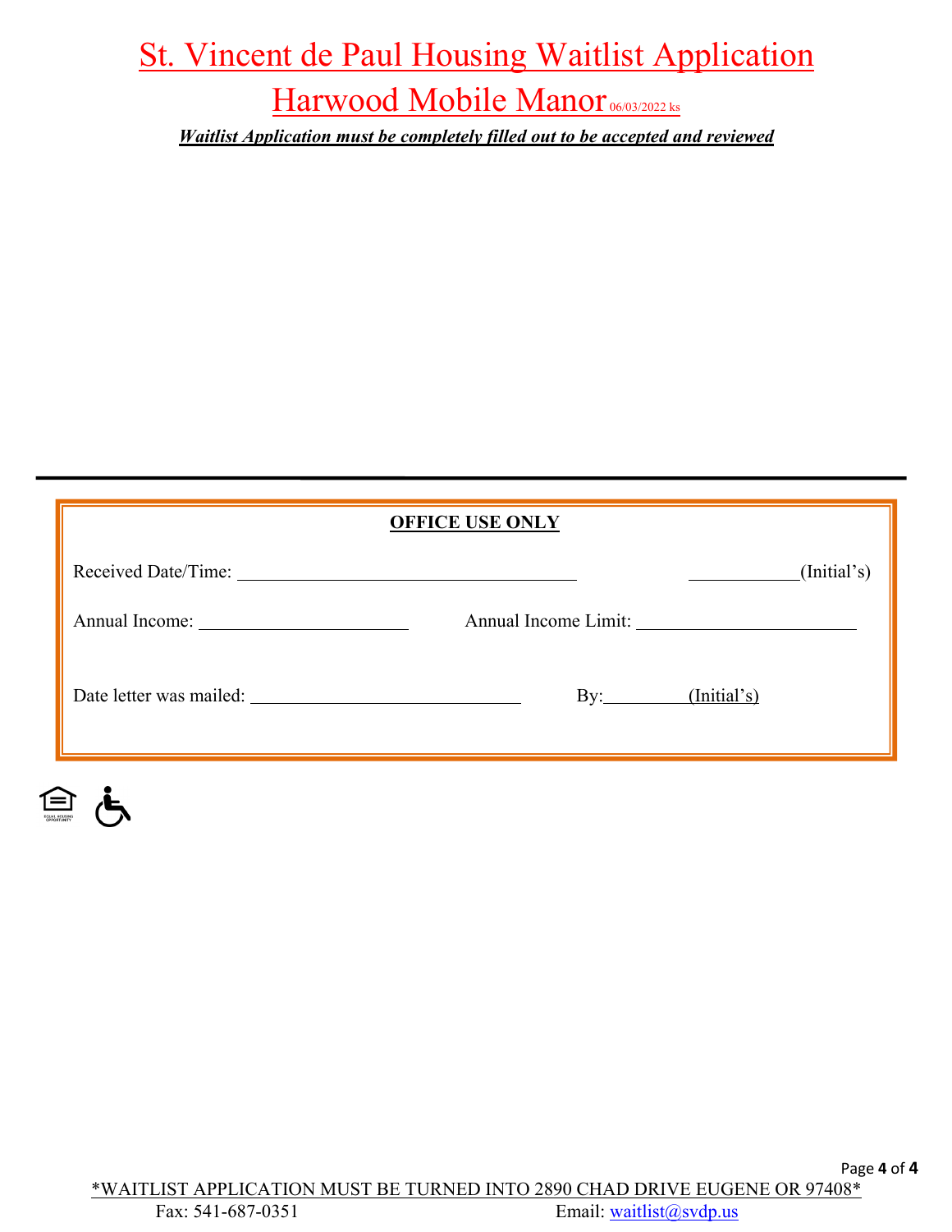# St. Vincent de Paul Housing Waitlist Application

## Harwood Mobile Manor 06/03/2022 ks

***Waitlist Application must be completely filled out to be accepted and reviewed***

---

**OFFICE USE ONLY**

Received Date/Time: ______________________________ ____________(Initial's)

Annual Income: ____________________ Annual Income Limit: ____________________

Date letter was mailed: ________________________ By:_________(Initial's)

*WAITLIST APPLICATION MUST BE TURNED INTO 2890 CHAD DRIVE EUGENE OR 97408*

Fax: 541-687-0351 Email: waitlist@svdp.us